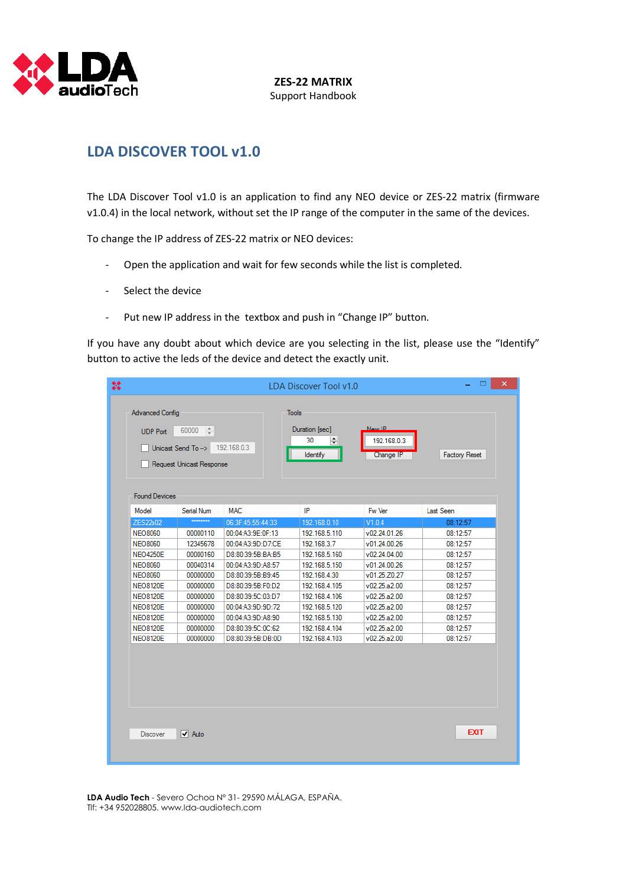## LDA DISCOVER TOOL v1.0

The LDA Discover Tool v1.0 is an application to find any NEO device or ZES-22 matrix (firmware v1.0.4) in the local network, without set the IP range of the computer in the same of the devices.

To change the IP address of ZES-22 matrix or NEO devices:

- Open the application and wait for few seconds while the list is completed.
- Select the device
- Put new IP address in the textbox and push in “Change IP” button.

If you have any doubt about which device are you selecting in the list, please use the “Identify” button to active the leds of the device and detect the exactly unit.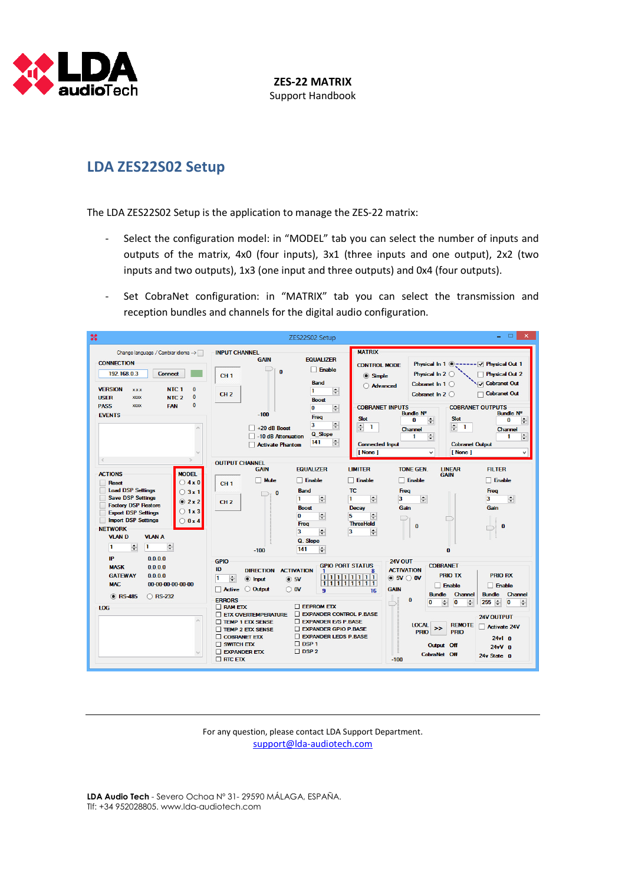# LDA ZES22S02 Setup

The LDA ZES22S02 Setup is the application to manage the ZES-22 matrix:

- Select the configuration model: in "MODEL" tab you can select the number of inputs and outputs of the matrix, 4x0 (four inputs), 3x1 (three inputs and one output), 2x2 (two inputs and two outputs), 1x3 (one input and three outputs) and 0x4 (four outputs).
- Set CobraNet configuration: in "MATRIX" tab you can select the transmission and reception bundles and channels for the digital audio configuration.

For any question, please contact LDA Support Department.
support@lda-audiotech.com

**LDA Audio Tech** - Severo Ochoa Nº 31- 29590 MÁLAGA, ESPAÑA.
Tlf: +34 952028805. www.lda-audiotech.com